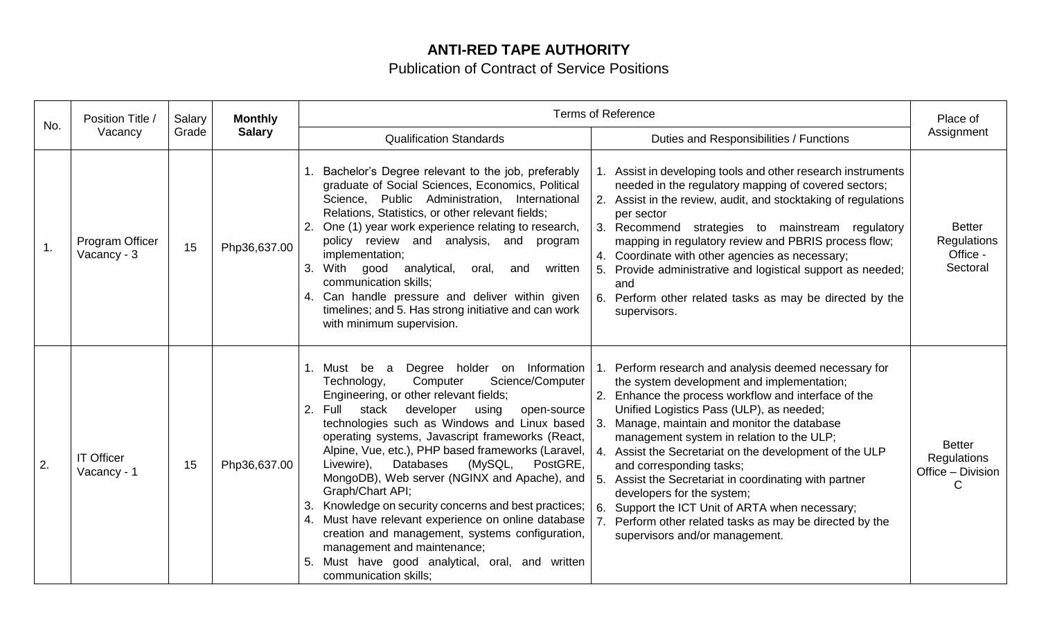# ANTI-RED TAPE AUTHORITY

## Publication of Contract of Service Positions

| No. | Position Title / Vacancy | Salary Grade | **Monthly Salary** | Terms of Reference | | Place of Assignment |
|---|---|---|---|---|---|---|
| | | | | Qualification Standards | Duties and Responsibilities / Functions | |
| 1. | Program Officer Vacancy - 3 | 15 | Php36,637.00 | 1. Bachelor's Degree relevant to the job, preferably graduate of Social Sciences, Economics, Political Science, Public Administration, International Relations, Statistics, or other relevant fields; 2. One (1) year work experience relating to research, policy review and analysis, and program implementation; 3. With good analytical, oral, and written communication skills; 4. Can handle pressure and deliver within given timelines; and 5. Has strong initiative and can work with minimum supervision. | 1. Assist in developing tools and other research instruments needed in the regulatory mapping of covered sectors; 2. Assist in the review, audit, and stocktaking of regulations per sector 3. Recommend strategies to mainstream regulatory mapping in regulatory review and PBRIS process flow; 4. Coordinate with other agencies as necessary; 5. Provide administrative and logistical support as needed; and 6. Perform other related tasks as may be directed by the supervisors. | Better Regulations Office - Sectoral |
| 2. | IT Officer Vacancy - 1 | 15 | Php36,637.00 | 1. Must be a Degree holder on Information Technology, Computer Science/Computer Engineering, or other relevant fields; 2. Full stack developer using open-source technologies such as Windows and Linux based operating systems, Javascript frameworks (React, Alpine, Vue, etc.), PHP based frameworks (Laravel, Livewire), Databases (MySQL, PostGRE, MongoDB), Web server (NGINX and Apache), and Graph/Chart API; 3. Knowledge on security concerns and best practices; 4. Must have relevant experience on online database creation and management, systems configuration, management and maintenance; 5. Must have good analytical, oral, and written communication skills; | 1. Perform research and analysis deemed necessary for the system development and implementation; 2. Enhance the process workflow and interface of the Unified Logistics Pass (ULP), as needed; 3. Manage, maintain and monitor the database management system in relation to the ULP; 4. Assist the Secretariat on the development of the ULP and corresponding tasks; 5. Assist the Secretariat in coordinating with partner developers for the system; 6. Support the ICT Unit of ARTA when necessary; 7. Perform other related tasks as may be directed by the supervisors and/or management. | Better Regulations Office – Division C |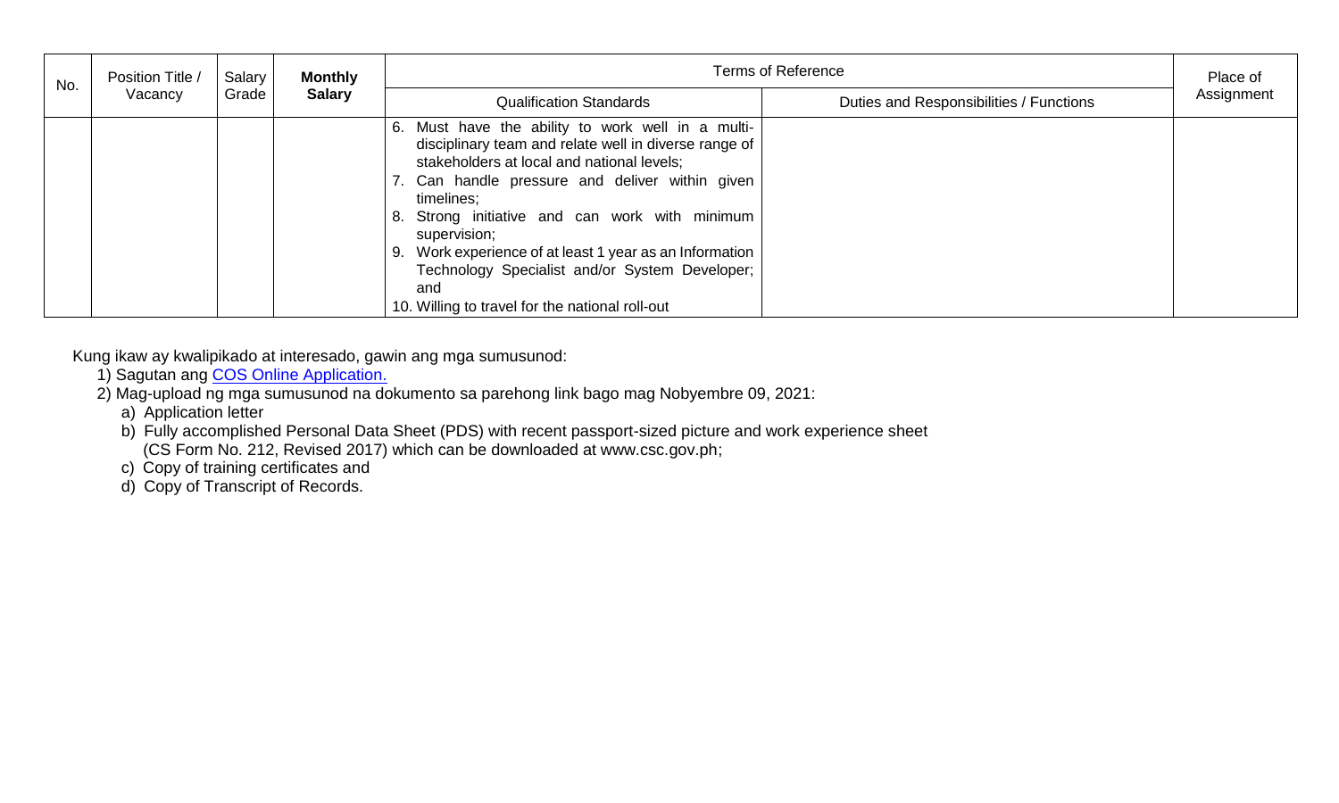| No. | Position Title / Vacancy | Salary Grade | **Monthly Salary** | Terms of Reference | | Place of Assignment |
|---|---|---|---|---|---|---|
| | | | | Qualification Standards | Duties and Responsibilities / Functions | |
| | | | | 6. Must have the ability to work well in a multi-disciplinary team and relate well in diverse range of stakeholders at local and national levels;<br>7. Can handle pressure and deliver within given timelines;<br>8. Strong initiative and can work with minimum supervision;<br>9. Work experience of at least 1 year as an Information Technology Specialist and/or System Developer; and<br>10. Willing to travel for the national roll-out | | |

Kung ikaw ay kwalipikado at interesado, gawin ang mga sumusunod:

1) Sagutan ang [COS Online Application.](#)
2) Mag-upload ng mga sumusunod na dokumento sa parehong link bago mag Nobyembre 09, 2021:
   a) Application letter
   b) Fully accomplished Personal Data Sheet (PDS) with recent passport-sized picture and work experience sheet (CS Form No. 212, Revised 2017) which can be downloaded at www.csc.gov.ph;
   c) Copy of training certificates and
   d) Copy of Transcript of Records.